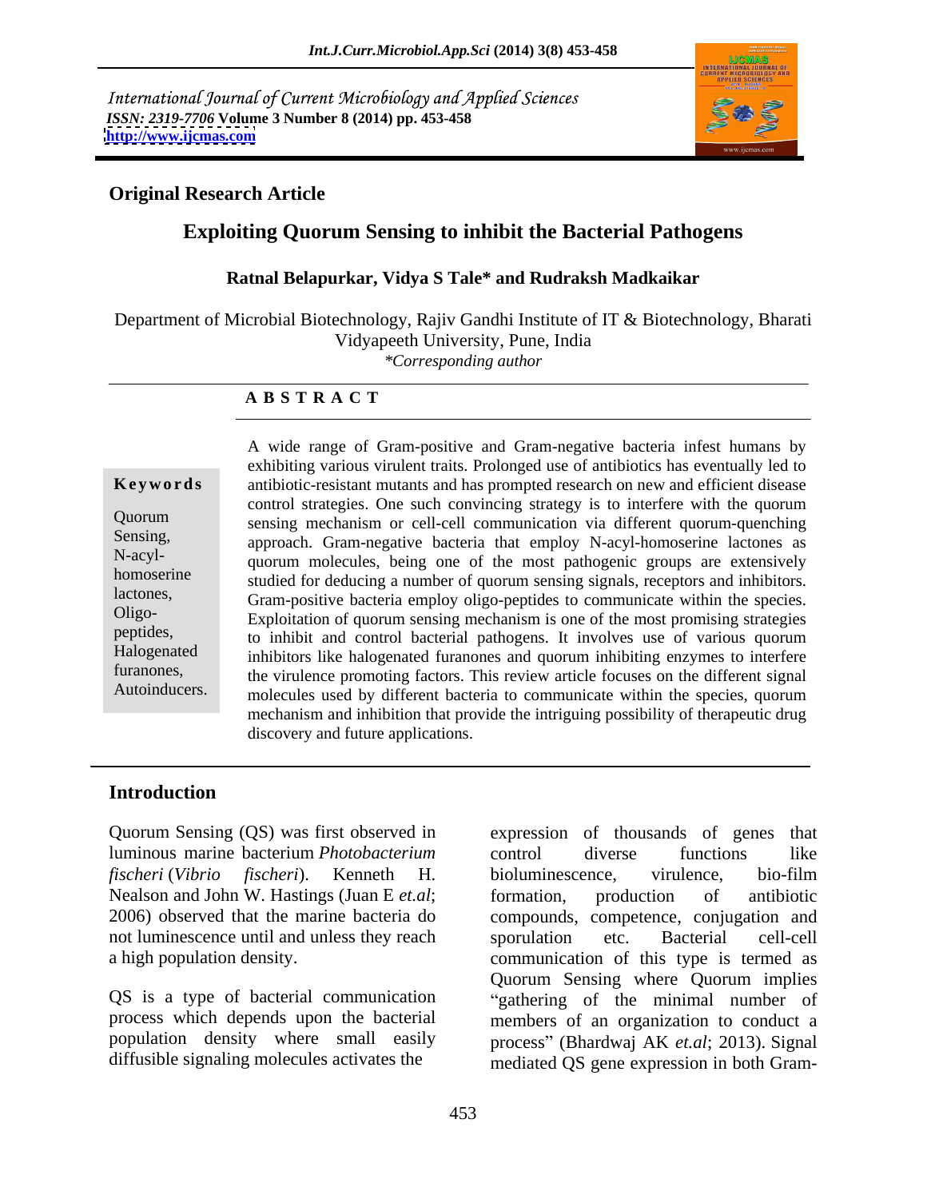International Journal of Current Microbiology and Applied Sciences
*ISSN: 2319-7706* **Volume 3 Number 8 (2014) pp. 453-458**
**http://www.ijcmas.com**

**Original Research Article**

# Exploiting Quorum Sensing to inhibit the Bacterial Pathogens

**Ratnal Belapurkar, Vidya S Tale\* and Rudraksh Madkaikar**

Department of Microbial Biotechnology, Rajiv Gandhi Institute of IT & Biotechnology, Bharati Vidyapeeth University, Pune, India
*\*Corresponding author*

**A B S T R A C T**

**Keywords**

Quorum Sensing, N-acyl-homoserine lactones, Oligo-peptides, Halogenated furanones, Autoinducers.

A wide range of Gram-positive and Gram-negative bacteria infest humans by exhibiting various virulent traits. Prolonged use of antibiotics has eventually led to antibiotic-resistant mutants and has prompted research on new and efficient disease control strategies. One such convincing strategy is to interfere with the quorum sensing mechanism or cell-cell communication via different quorum-quenching approach. Gram-negative bacteria that employ N-acyl-homoserine lactones as quorum molecules, being one of the most pathogenic groups are extensively studied for deducing a number of quorum sensing signals, receptors and inhibitors. Gram-positive bacteria employ oligo-peptides to communicate within the species. Exploitation of quorum sensing mechanism is one of the most promising strategies to inhibit and control bacterial pathogens. It involves use of various quorum inhibitors like halogenated furanones and quorum inhibiting enzymes to interfere the virulence promoting factors. This review article focuses on the different signal molecules used by different bacteria to communicate within the species, quorum mechanism and inhibition that provide the intriguing possibility of therapeutic drug discovery and future applications.

## Introduction

Quorum Sensing (QS) was first observed in luminous marine bacterium *Photobacterium fischeri* (*Vibrio fischeri*). Kenneth H. Nealson and John W. Hastings (Juan E *et.al*; 2006) observed that the marine bacteria do not luminescence until and unless they reach a high population density.

QS is a type of bacterial communication process which depends upon the bacterial population density where small easily diffusible signaling molecules activates the expression of thousands of genes that control diverse functions like bioluminescence, virulence, bio-film formation, production of antibiotic compounds, competence, conjugation and sporulation etc. Bacterial cell-cell communication of this type is termed as Quorum Sensing where Quorum implies "gathering of the minimal number of members of an organization to conduct a process" (Bhardwaj AK *et.al*; 2013). Signal mediated QS gene expression in both Gram-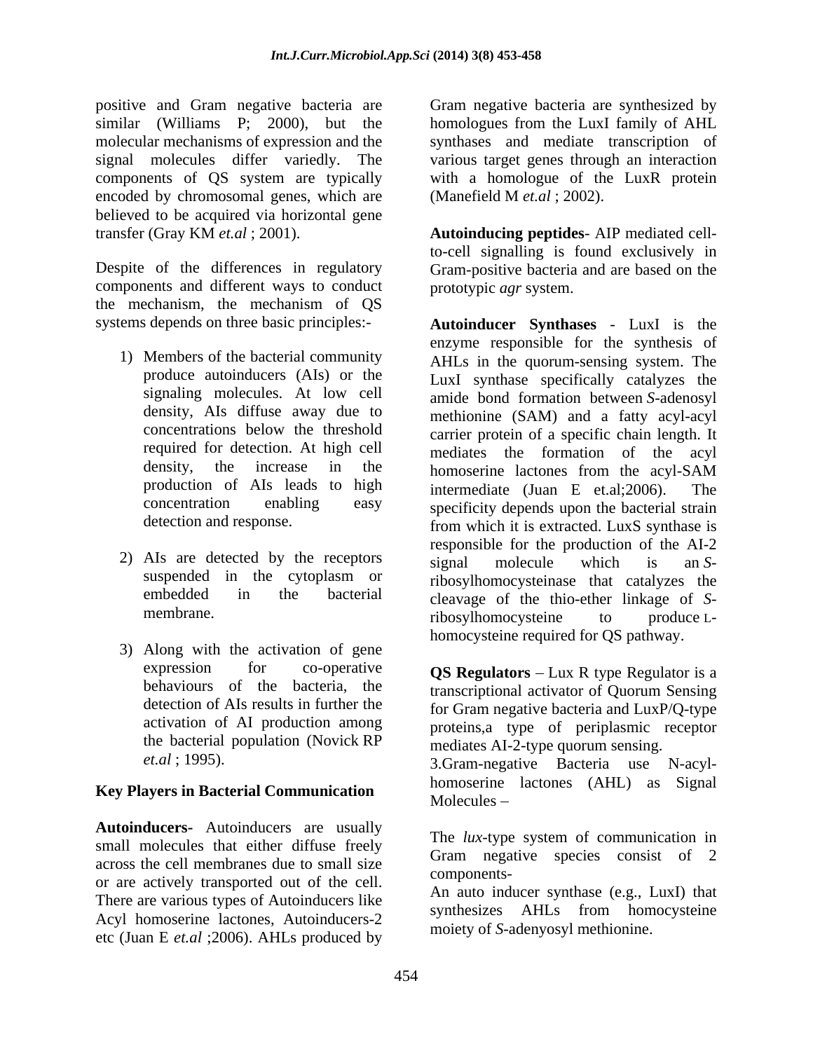positive and Gram negative bacteria are similar (Williams P; 2000), but the molecular mechanisms of expression and the signal molecules differ variedly. The components of QS system are typically encoded by chromosomal genes, which are believed to be acquired via horizontal gene transfer (Gray KM *et.al* ; 2001).

Despite of the differences in regulatory components and different ways to conduct the mechanism, the mechanism of QS systems depends on three basic principles:-

1) Members of the bacterial community produce autoinducers (AIs) or the signaling molecules. At low cell density, AIs diffuse away due to concentrations below the threshold required for detection. At high cell density, the increase in the production of AIs leads to high concentration enabling easy detection and response.

2) AIs are detected by the receptors suspended in the cytoplasm or embedded in the bacterial membrane.

3) Along with the activation of gene expression for co-operative behaviours of the bacteria, the detection of AIs results in further the activation of AI production among the bacterial population (Novick RP *et.al* ; 1995).

## Key Players in Bacterial Communication

**Autoinducers-** Autoinducers are usually small molecules that either diffuse freely across the cell membranes due to small size or are actively transported out of the cell. There are various types of Autoinducers like Acyl homoserine lactones, Autoinducers-2 etc (Juan E *et.al* ;2006). AHLs produced by Gram negative bacteria are synthesized by homologues from the LuxI family of AHL synthases and mediate transcription of various target genes through an interaction with a homologue of the LuxR protein (Manefield M *et.al* ; 2002).

**Autoinducing peptides**- AIP mediated cell-to-cell signalling is found exclusively in Gram-positive bacteria and are based on the prototypic *agr* system.

**Autoinducer Synthases** - LuxI is the enzyme responsible for the synthesis of AHLs in the quorum-sensing system. The LuxI synthase specifically catalyzes the amide bond formation between *S*-adenosyl methionine (SAM) and a fatty acyl-acyl carrier protein of a specific chain length. It mediates the formation of the acyl homoserine lactones from the acyl-SAM intermediate (Juan E et.al;2006). The specificity depends upon the bacterial strain from which it is extracted. LuxS synthase is responsible for the production of the AI-2 signal molecule which is an *S*-ribosylhomocysteinase that catalyzes the cleavage of the thio-ether linkage of *S*-ribosylhomocysteine to produce L-homocysteine required for QS pathway.

**QS Regulators** – Lux R type Regulator is a transcriptional activator of Quorum Sensing for Gram negative bacteria and LuxP/Q-type proteins,a type of periplasmic receptor mediates AI-2-type quorum sensing.

3.Gram-negative Bacteria use N-acyl-homoserine lactones (AHL) as Signal Molecules –

The *lux*-type system of communication in Gram negative species consist of 2 components-

An auto inducer synthase (e.g., LuxI) that synthesizes AHLs from homocysteine moiety of *S*-adenyosyl methionine.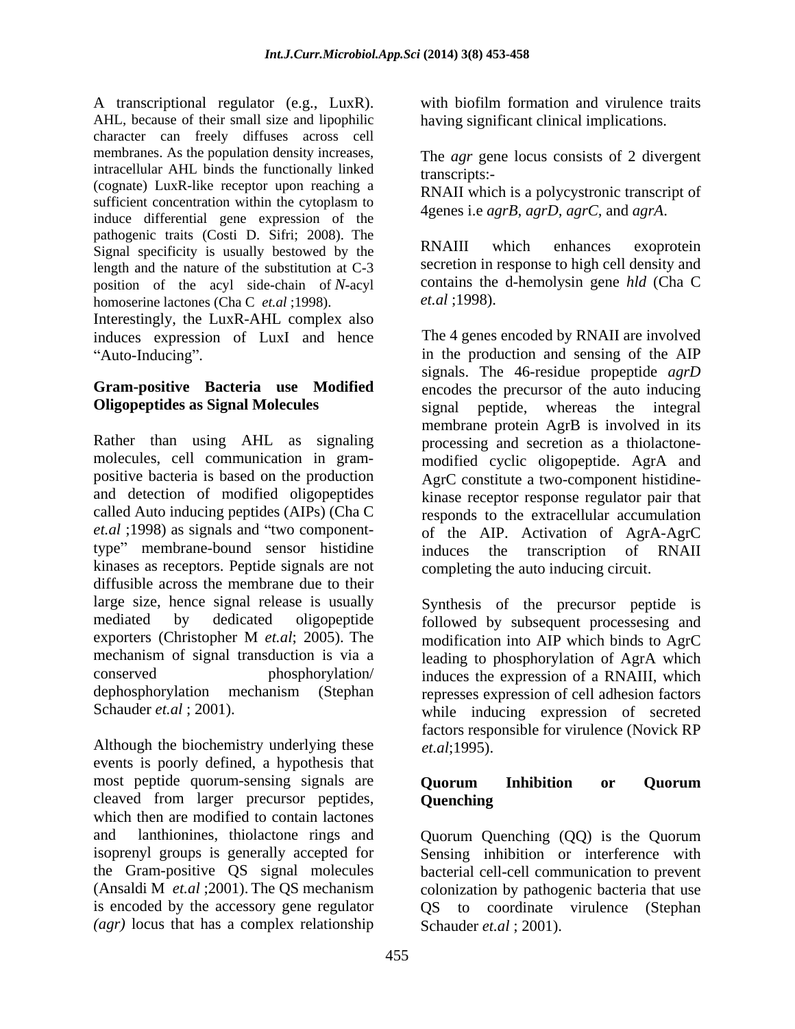A transcriptional regulator (e.g., LuxR). AHL, because of their small size and lipophilic character can freely diffuses across cell membranes. As the population density increases, intracellular AHL binds the functionally linked (cognate) LuxR-like receptor upon reaching a sufficient concentration within the cytoplasm to induce differential gene expression of the pathogenic traits (Costi D. Sifri; 2008). The Signal specificity is usually bestowed by the length and the nature of the substitution at C-3 position of the acyl side-chain of *N*-acyl homoserine lactones (Cha C *et.al* ;1998). Interestingly, the LuxR-AHL complex also induces expression of LuxI and hence "Auto-Inducing".

**Gram-positive Bacteria use Modified Oligopeptides as Signal Molecules**

Rather than using AHL as signaling molecules, cell communication in gram-positive bacteria is based on the production and detection of modified oligopeptides called Auto inducing peptides (AIPs) (Cha C *et.al* ;1998) as signals and "two component-type" membrane-bound sensor histidine kinases as receptors. Peptide signals are not diffusible across the membrane due to their large size, hence signal release is usually mediated by dedicated oligopeptide exporters (Christopher M *et.al*; 2005). The mechanism of signal transduction is via a conserved phosphorylation/ dephosphorylation mechanism (Stephan Schauder *et.al* ; 2001).

Although the biochemistry underlying these events is poorly defined, a hypothesis that most peptide quorum-sensing signals are cleaved from larger precursor peptides, which then are modified to contain lactones and lanthionines, thiolactone rings and isoprenyl groups is generally accepted for the Gram-positive QS signal molecules (Ansaldi M *et.al* ;2001). The QS mechanism is encoded by the accessory gene regulator *(agr)* locus that has a complex relationship with biofilm formation and virulence traits having significant clinical implications.

The *agr* gene locus consists of 2 divergent transcripts:-

RNAII which is a polycystronic transcript of 4genes i.e *agrB, agrD, agrC,* and *agrA.*

RNAIII which enhances exoprotein secretion in response to high cell density and contains the d-hemolysin gene *hld* (Cha C *et.al* ;1998).

The 4 genes encoded by RNAII are involved in the production and sensing of the AIP signals. The 46-residue propeptide *agrD* encodes the precursor of the auto inducing signal peptide, whereas the integral membrane protein AgrB is involved in its processing and secretion as a thiolactone-modified cyclic oligopeptide. AgrA and AgrC constitute a two-component histidine-kinase receptor response regulator pair that responds to the extracellular accumulation of the AIP. Activation of AgrA-AgrC induces the transcription of RNAII completing the auto inducing circuit.

Synthesis of the precursor peptide is followed by subsequent processesing and modification into AIP which binds to AgrC leading to phosphorylation of AgrA which induces the expression of a RNAIII, which represses expression of cell adhesion factors while inducing expression of secreted factors responsible for virulence (Novick RP *et.al*;1995).

**Quorum Inhibition or Quorum Quenching**

Quorum Quenching (QQ) is the Quorum Sensing inhibition or interference with bacterial cell-cell communication to prevent colonization by pathogenic bacteria that use QS to coordinate virulence (Stephan Schauder *et.al* ; 2001).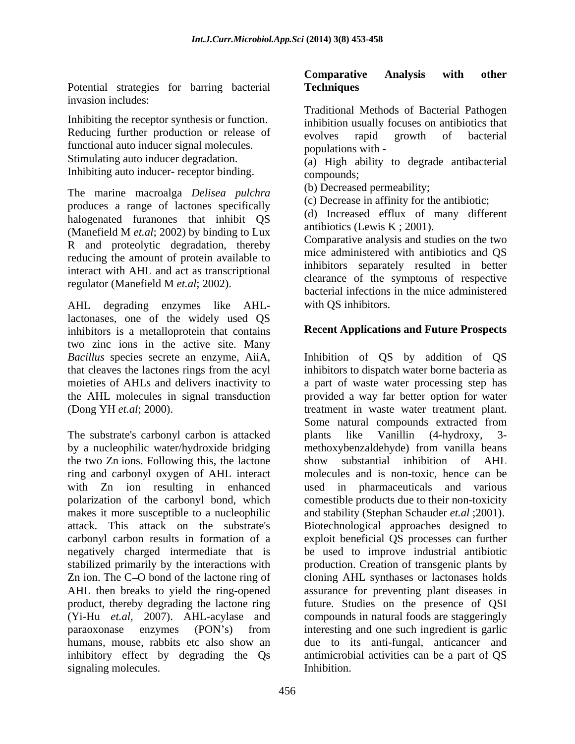Potential strategies for barring bacterial invasion includes:

Inhibiting the receptor synthesis or function.
Reducing further production or release of functional auto inducer signal molecules.
Stimulating auto inducer degradation.
Inhibiting auto inducer- receptor binding.

The marine macroalga *Delisea pulchra* produces a range of lactones specifically halogenated furanones that inhibit QS (Manefield M *et.al*; 2002) by binding to Lux R and proteolytic degradation, thereby reducing the amount of protein available to interact with AHL and act as transcriptional regulator (Manefield M *et.al*; 2002).

AHL degrading enzymes like AHL-lactonases, one of the widely used QS inhibitors is a metalloprotein that contains two zinc ions in the active site. Many *Bacillus* species secrete an enzyme, AiiA, that cleaves the lactones rings from the acyl moieties of AHLs and delivers inactivity to the AHL molecules in signal transduction (Dong YH *et.al*; 2000).

The substrate's carbonyl carbon is attacked by a nucleophilic water/hydroxide bridging the two Zn ions. Following this, the lactone ring and carbonyl oxygen of AHL interact with Zn ion resulting in enhanced polarization of the carbonyl bond, which makes it more susceptible to a nucleophilic attack. This attack on the substrate's carbonyl carbon results in formation of a negatively charged intermediate that is stabilized primarily by the interactions with Zn ion. The C–O bond of the lactone ring of AHL then breaks to yield the ring-opened product, thereby degrading the lactone ring (Yi-Hu *et.al*, 2007). AHL-acylase and paraoxonase enzymes (PON's) from humans, mouse, rabbits etc also show an inhibitory effect by degrading the Qs signaling molecules.

**Comparative Analysis with other Techniques**

Traditional Methods of Bacterial Pathogen inhibition usually focuses on antibiotics that evolves rapid growth of bacterial populations with -

(a) High ability to degrade antibacterial compounds;
(b) Decreased permeability;
(c) Decrease in affinity for the antibiotic;
(d) Increased efflux of many different antibiotics (Lewis K ; 2001).

Comparative analysis and studies on the two mice administered with antibiotics and QS inhibitors separately resulted in better clearance of the symptoms of respective bacterial infections in the mice administered with QS inhibitors.

**Recent Applications and Future Prospects**

Inhibition of QS by addition of QS inhibitors to dispatch water borne bacteria as a part of waste water processing step has provided a way far better option for water treatment in waste water treatment plant. Some natural compounds extracted from plants like Vanillin (4-hydroxy, 3-methoxybenzaldehyde) from vanilla beans show substantial inhibition of AHL molecules and is non-toxic, hence can be used in pharmaceuticals and various comestible products due to their non-toxicity and stability (Stephan Schauder *et.al* ;2001). Biotechnological approaches designed to exploit beneficial QS processes can further be used to improve industrial antibiotic production. Creation of transgenic plants by cloning AHL synthases or lactonases holds assurance for preventing plant diseases in future. Studies on the presence of QSI compounds in natural foods are staggeringly interesting and one such ingredient is garlic due to its anti-fungal, anticancer and antimicrobial activities can be a part of QS Inhibition.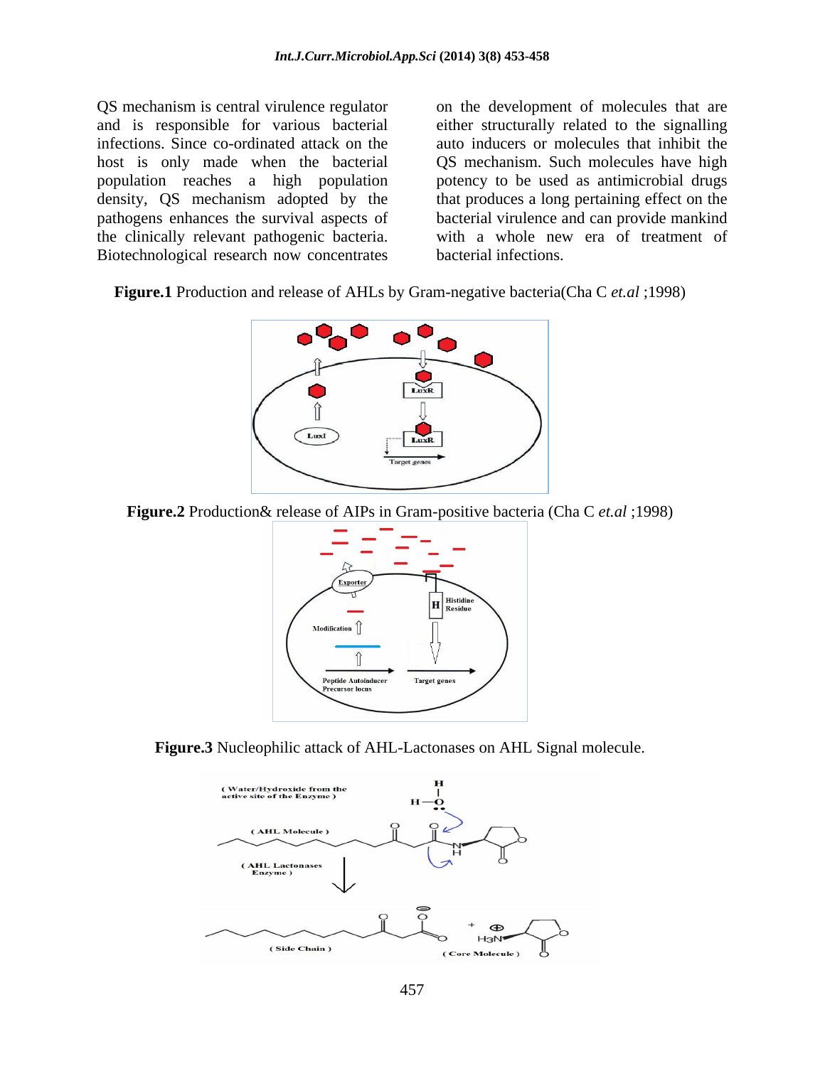QS mechanism is central virulence regulator and is responsible for various bacterial infections. Since co-ordinated attack on the host is only made when the bacterial population reaches a high population density, QS mechanism adopted by the pathogens enhances the survival aspects of the clinically relevant pathogenic bacteria. Biotechnological research now concentrates on the development of molecules that are either structurally related to the signalling auto inducers or molecules that inhibit the QS mechanism. Such molecules have high potency to be used as antimicrobial drugs that produces a long pertaining effect on the bacterial virulence and can provide mankind with a whole new era of treatment of bacterial infections.

**Figure.1** Production and release of AHLs by Gram-negative bacteria(Cha C *et.al* ;1998)

**Figure.2** Production& release of AIPs in Gram-positive bacteria (Cha C *et.al* ;1998)

**Figure.3** Nucleophilic attack of AHL-Lactonases on AHL Signal molecule.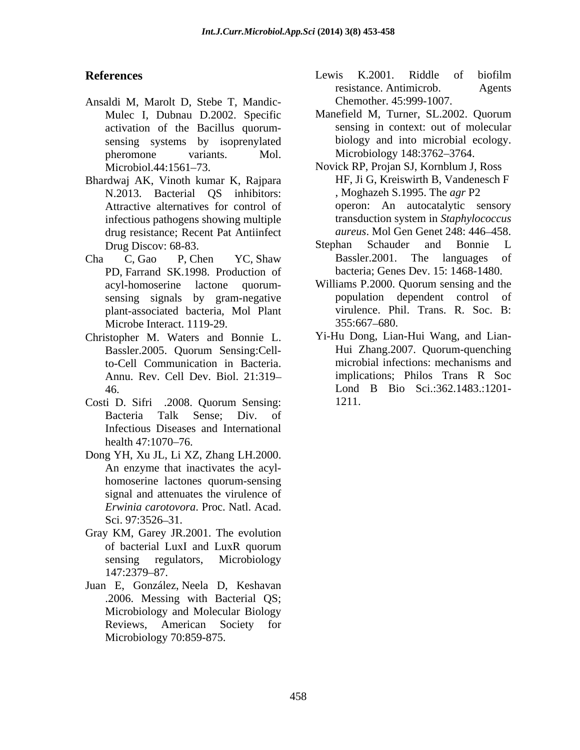## References

Ansaldi M, Marolt D, Stebe T, Mandic-Mulec I, Dubnau D.2002. Specific activation of the Bacillus quorum-sensing systems by isoprenylated pheromone variants. Mol. Microbiol.44:1561–73.

Bhardwaj AK, Vinoth kumar K, Rajpara N.2013. Bacterial QS inhibitors: Attractive alternatives for control of infectious pathogens showing multiple drug resistance; Recent Pat Antiinfect Drug Discov: 68-83.

Cha C, Gao P, Chen YC, Shaw PD, Farrand SK.1998. Production of acyl-homoserine lactone quorum-sensing signals by gram-negative plant-associated bacteria, Mol Plant Microbe Interact. 1119-29.

Christopher M. Waters and Bonnie L. Bassler.2005. Quorum Sensing:Cell-to-Cell Communication in Bacteria. Annu. Rev. Cell Dev. Biol. 21:319–46.

Costi D. Sifri .2008. Quorum Sensing: Bacteria Talk Sense; Div. of Infectious Diseases and International health 47:1070–76.

Dong YH, Xu JL, Li XZ, Zhang LH.2000. An enzyme that inactivates the acyl-homoserine lactones quorum-sensing signal and attenuates the virulence of *Erwinia carotovora*. Proc. Natl. Acad. Sci. 97:3526–31.

Gray KM, Garey JR.2001. The evolution of bacterial LuxI and LuxR quorum sensing regulators, Microbiology 147:2379–87.

Juan E, González, Neela D, Keshavan .2006. Messing with Bacterial QS; Microbiology and Molecular Biology Reviews, American Society for Microbiology 70:859-875.

Lewis K.2001. Riddle of biofilm resistance. Antimicrob. Agents Chemother. 45:999-1007.

Manefield M, Turner, SL.2002. Quorum sensing in context: out of molecular biology and into microbial ecology. Microbiology 148:3762–3764.

Novick RP, Projan SJ, Kornblum J, Ross HF, Ji G, Kreiswirth B, Vandenesch F , Moghazeh S.1995. The *agr* P2 operon: An autocatalytic sensory transduction system in *Staphylococcus aureus*. Mol Gen Genet 248: 446–458.

Stephan Schauder and Bonnie L Bassler.2001. The languages of bacteria; Genes Dev. 15: 1468-1480.

Williams P.2000. Quorum sensing and the population dependent control of virulence. Phil. Trans. R. Soc. B: 355:667–680.

Yi-Hu Dong, Lian-Hui Wang, and Lian-Hui Zhang.2007. Quorum-quenching microbial infections: mechanisms and implications; Philos Trans R Soc Lond B Bio Sci.:362.1483.:1201-1211.